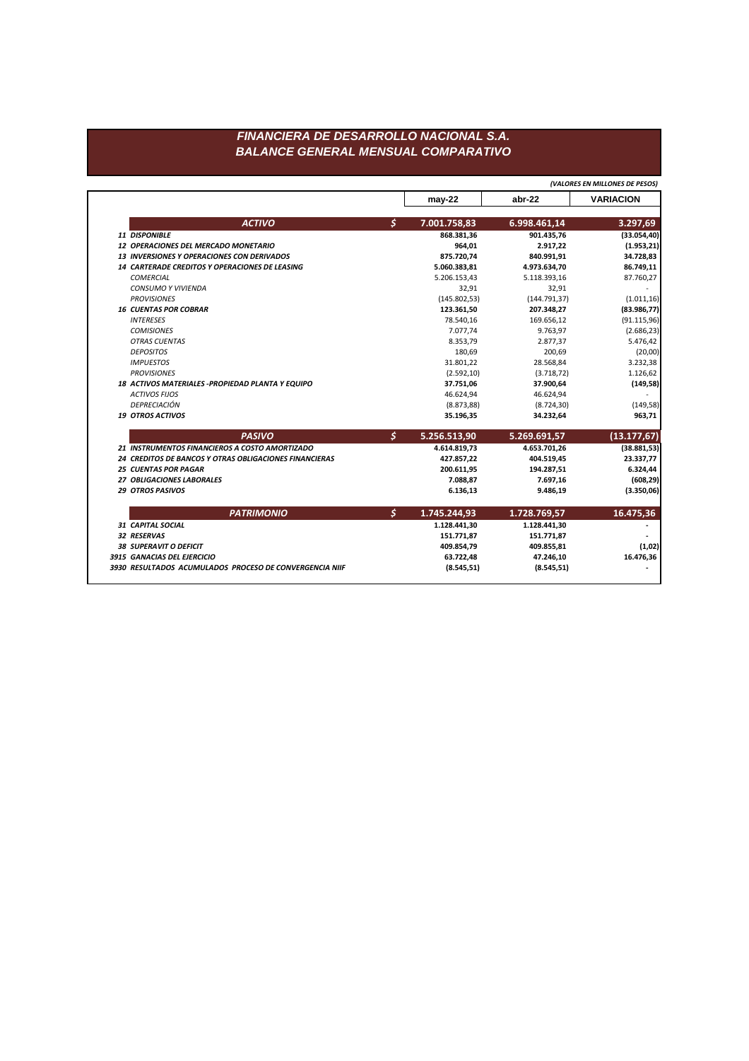# FINANCIERA DE DESARROLLO NACIONAL S.A.
## BALANCE GENERAL MENSUAL COMPARATIVO

*(VALORES EN MILLONES DE PESOS)*

| | | may-22 | abr-22 | VARIACION |
|---|---|---|---|---|
| **ACTIVO** | **$** | **7.001.758,83** | **6.998.461,14** | **3.297,69** |
| **11 DISPONIBLE** | | **868.381,36** | **901.435,76** | **(33.054,40)** |
| **12 OPERACIONES DEL MERCADO MONETARIO** | | **964,01** | **2.917,22** | **(1.953,21)** |
| **13 INVERSIONES Y OPERACIONES CON DERIVADOS** | | **875.720,74** | **840.991,91** | **34.728,83** |
| **14 CARTERADE CREDITOS Y OPERACIONES DE LEASING** | | **5.060.383,81** | **4.973.634,70** | **86.749,11** |
| *COMERCIAL* | | 5.206.153,43 | 5.118.393,16 | 87.760,27 |
| *CONSUMO Y VIVIENDA* | | 32,91 | 32,91 | - |
| *PROVISIONES* | | (145.802,53) | (144.791,37) | (1.011,16) |
| **16 CUENTAS POR COBRAR** | | **123.361,50** | **207.348,27** | **(83.986,77)** |
| *INTERESES* | | 78.540,16 | 169.656,12 | (91.115,96) |
| *COMISIONES* | | 7.077,74 | 9.763,97 | (2.686,23) |
| *OTRAS CUENTAS* | | 8.353,79 | 2.877,37 | 5.476,42 |
| *DEPOSITOS* | | 180,69 | 200,69 | (20,00) |
| *IMPUESTOS* | | 31.801,22 | 28.568,84 | 3.232,38 |
| *PROVISIONES* | | (2.592,10) | (3.718,72) | 1.126,62 |
| **18 ACTIVOS MATERIALES -PROPIEDAD PLANTA Y EQUIPO** | | **37.751,06** | **37.900,64** | **(149,58)** |
| *ACTIVOS FIJOS* | | 46.624,94 | 46.624,94 | - |
| *DEPRECIACIÓN* | | (8.873,88) | (8.724,30) | (149,58) |
| **19 OTROS ACTIVOS** | | **35.196,35** | **34.232,64** | **963,71** |
| **PASIVO** | **$** | **5.256.513,90** | **5.269.691,57** | **(13.177,67)** |
| **21 INSTRUMENTOS FINANCIEROS A COSTO AMORTIZADO** | | **4.614.819,73** | **4.653.701,26** | **(38.881,53)** |
| **24 CREDITOS DE BANCOS Y OTRAS OBLIGACIONES FINANCIERAS** | | **427.857,22** | **404.519,45** | **23.337,77** |
| **25 CUENTAS POR PAGAR** | | **200.611,95** | **194.287,51** | **6.324,44** |
| **27 OBLIGACIONES LABORALES** | | **7.088,87** | **7.697,16** | **(608,29)** |
| **29 OTROS PASIVOS** | | **6.136,13** | **9.486,19** | **(3.350,06)** |
| **PATRIMONIO** | **$** | **1.745.244,93** | **1.728.769,57** | **16.475,36** |
| **31 CAPITAL SOCIAL** | | **1.128.441,30** | **1.128.441,30** | **-** |
| **32 RESERVAS** | | **151.771,87** | **151.771,87** | **-** |
| **38 SUPERAVIT O DEFICIT** | | **409.854,79** | **409.855,81** | **(1,02)** |
| **3915 GANACIAS DEL EJERCICIO** | | **63.722,48** | **47.246,10** | **16.476,36** |
| **3930 RESULTADOS ACUMULADOS PROCESO DE CONVERGENCIA NIIF** | | **(8.545,51)** | **(8.545,51)** | **-** |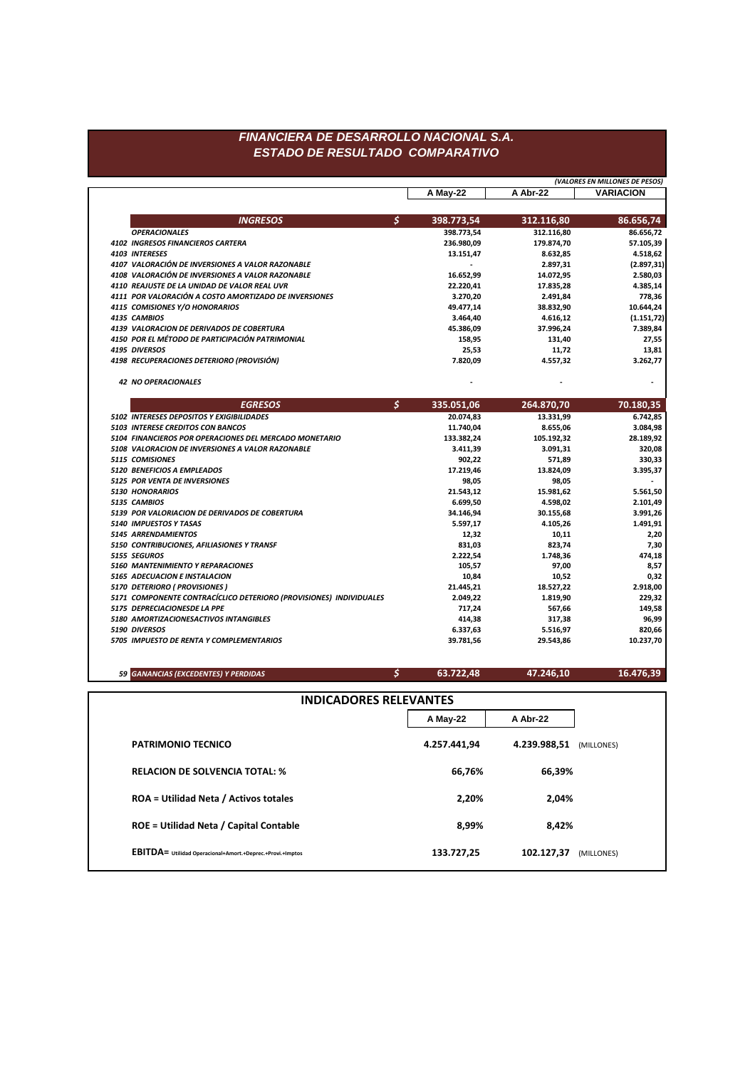# FINANCIERA DE DESARROLLO NACIONAL S.A.
## ESTADO DE RESULTADO COMPARATIVO

*(VALORES EN MILLONES DE PESOS)*

| | | A May-22 | A Abr-22 | VARIACION |
|---|---|---|---|---|
| **INGRESOS** | $ | 398.773,54 | 312.116,80 | 86.656,74 |
| OPERACIONALES | | 398.773,54 | 312.116,80 | 86.656,72 |
| 4102 INGRESOS FINANCIEROS CARTERA | | 236.980,09 | 179.874,70 | 57.105,39 |
| 4103 INTERESES | | 13.151,47 | 8.632,85 | 4.518,62 |
| 4107 VALORACIÓN DE INVERSIONES A VALOR RAZONABLE | | - | 2.897,31 | (2.897,31) |
| 4108 VALORACIÓN DE INVERSIONES A VALOR RAZONABLE | | 16.652,99 | 14.072,95 | 2.580,03 |
| 4110 REAJUSTE DE LA UNIDAD DE VALOR REAL UVR | | 22.220,41 | 17.835,28 | 4.385,14 |
| 4111 POR VALORACIÓN A COSTO AMORTIZADO DE INVERSIONES | | 3.270,20 | 2.491,84 | 778,36 |
| 4115 COMISIONES Y/O HONORARIOS | | 49.477,14 | 38.832,90 | 10.644,24 |
| 4135 CAMBIOS | | 3.464,40 | 4.616,12 | (1.151,72) |
| 4139 VALORACION DE DERIVADOS DE COBERTURA | | 45.386,09 | 37.996,24 | 7.389,84 |
| 4150 POR EL MÉTODO DE PARTICIPACIÓN PATRIMONIAL | | 158,95 | 131,40 | 27,55 |
| 4195 DIVERSOS | | 25,53 | 11,72 | 13,81 |
| 4198 RECUPERACIONES DETERIORO (PROVISIÓN) | | 7.820,09 | 4.557,32 | 3.262,77 |
| 42 NO OPERACIONALES | | - | - | - |
| **EGRESOS** | $ | 335.051,06 | 264.870,70 | 70.180,35 |
| 5102 INTERESES DEPOSITOS Y EXIGIBILIDADES | | 20.074,83 | 13.331,99 | 6.742,85 |
| 5103 INTERESE CREDITOS CON BANCOS | | 11.740,04 | 8.655,06 | 3.084,98 |
| 5104 FINANCIEROS POR OPERACIONES DEL MERCADO MONETARIO | | 133.382,24 | 105.192,32 | 28.189,92 |
| 5108 VALORACION DE INVERSIONES A VALOR RAZONABLE | | 3.411,39 | 3.091,31 | 320,08 |
| 5115 COMISIONES | | 902,22 | 571,89 | 330,33 |
| 5120 BENEFICIOS A EMPLEADOS | | 17.219,46 | 13.824,09 | 3.395,37 |
| 5125 POR VENTA DE INVERSIONES | | 98,05 | 98,05 | - |
| 5130 HONORARIOS | | 21.543,12 | 15.981,62 | 5.561,50 |
| 5135 CAMBIOS | | 6.699,50 | 4.598,02 | 2.101,49 |
| 5139 POR VALORIACION DE DERIVADOS DE COBERTURA | | 34.146,94 | 30.155,68 | 3.991,26 |
| 5140 IMPUESTOS Y TASAS | | 5.597,17 | 4.105,26 | 1.491,91 |
| 5145 ARRENDAMIENTOS | | 12,32 | 10,11 | 2,20 |
| 5150 CONTRIBUCIONES, AFILIASIONES Y TRANSF | | 831,03 | 823,74 | 7,30 |
| 5155 SEGUROS | | 2.222,54 | 1.748,36 | 474,18 |
| 5160 MANTENIMIENTO Y REPARACIONES | | 105,57 | 97,00 | 8,57 |
| 5165 ADECUACION E INSTALACION | | 10,84 | 10,52 | 0,32 |
| 5170 DETERIORO ( PROVISIONES ) | | 21.445,21 | 18.527,22 | 2.918,00 |
| 5171 COMPONENTE CONTRACÍCLICO DETERIORO (PROVISIONES) INDIVIDUALES | | 2.049,22 | 1.819,90 | 229,32 |
| 5175 DEPRECIACIONESDE LA PPE | | 717,24 | 567,66 | 149,58 |
| 5180 AMORTIZACIONESACTIVOS INTANGIBLES | | 414,38 | 317,38 | 96,99 |
| 5190 DIVERSOS | | 6.337,63 | 5.516,97 | 820,66 |
| 5705 IMPUESTO DE RENTA Y COMPLEMENTARIOS | | 39.781,56 | 29.543,86 | 10.237,70 |
| 59 GANANCIAS (EXCEDENTES) Y PERDIDAS | $ | 63.722,48 | 47.246,10 | 16.476,39 |

## INDICADORES RELEVANTES

| | A May-22 | A Abr-22 | |
|---|---|---|---|
| **PATRIMONIO TECNICO** | 4.257.441,94 | 4.239.988,51 | (MILLONES) |
| **RELACION DE SOLVENCIA TOTAL: %** | 66,76% | 66,39% | |
| **ROA = Utilidad Neta / Activos totales** | 2,20% | 2,04% | |
| **ROE = Utilidad Neta / Capital Contable** | 8,99% | 8,42% | |
| **EBITDA=** Utilidad Operacional+Amort.+Deprec.+Provi.+Imptos | 133.727,25 | 102.127,37 | (MILLONES) |